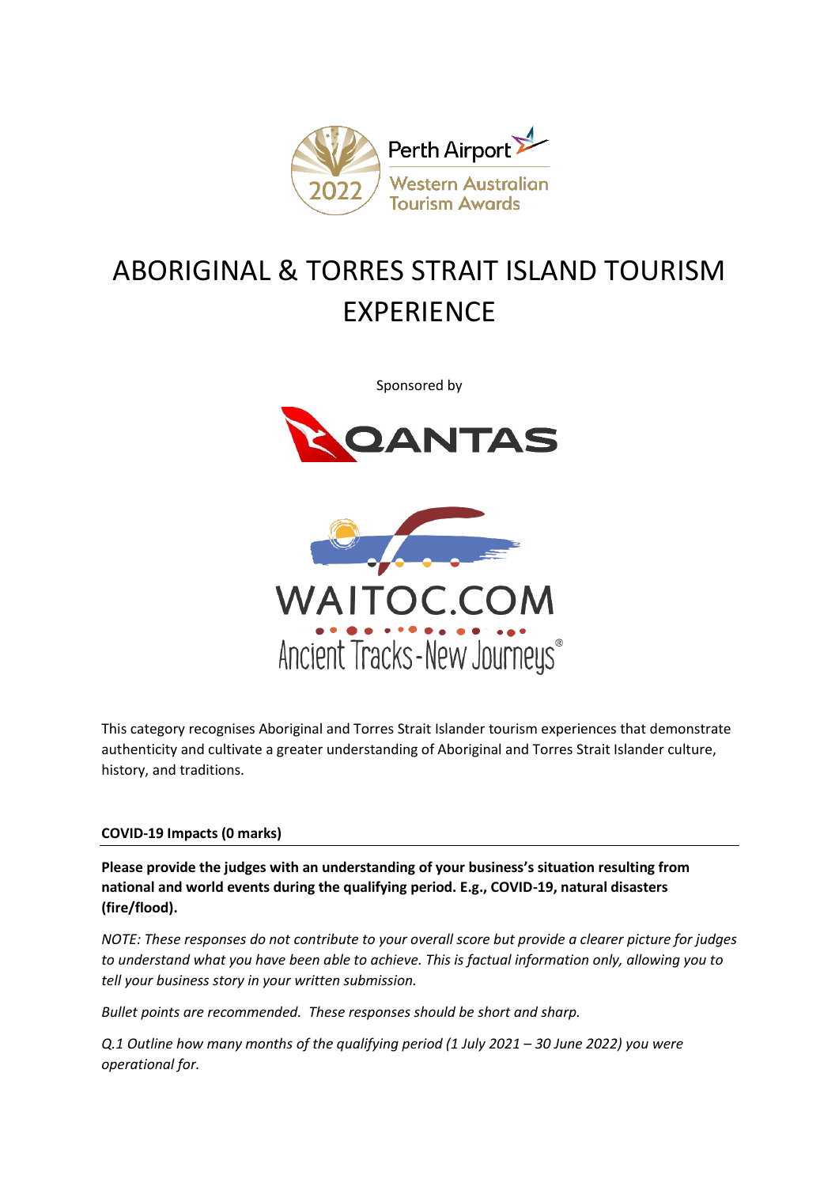# ABORIGINAL & TORRES STRAIT ISLAND TOURISM EXPERIENCE

Sponsored by

This category recognises Aboriginal and Torres Strait Islander tourism experiences that demonstrate authenticity and cultivate a greater understanding of Aboriginal and Torres Strait Islander culture, history, and traditions.

## COVID-19 Impacts (0 marks)

**Please provide the judges with an understanding of your business's situation resulting from national and world events during the qualifying period. E.g., COVID-19, natural disasters (fire/flood).**

*NOTE: These responses do not contribute to your overall score but provide a clearer picture for judges to understand what you have been able to achieve. This is factual information only, allowing you to tell your business story in your written submission.*

*Bullet points are recommended. These responses should be short and sharp.*

*Q.1 Outline how many months of the qualifying period (1 July 2021 – 30 June 2022) you were operational for.*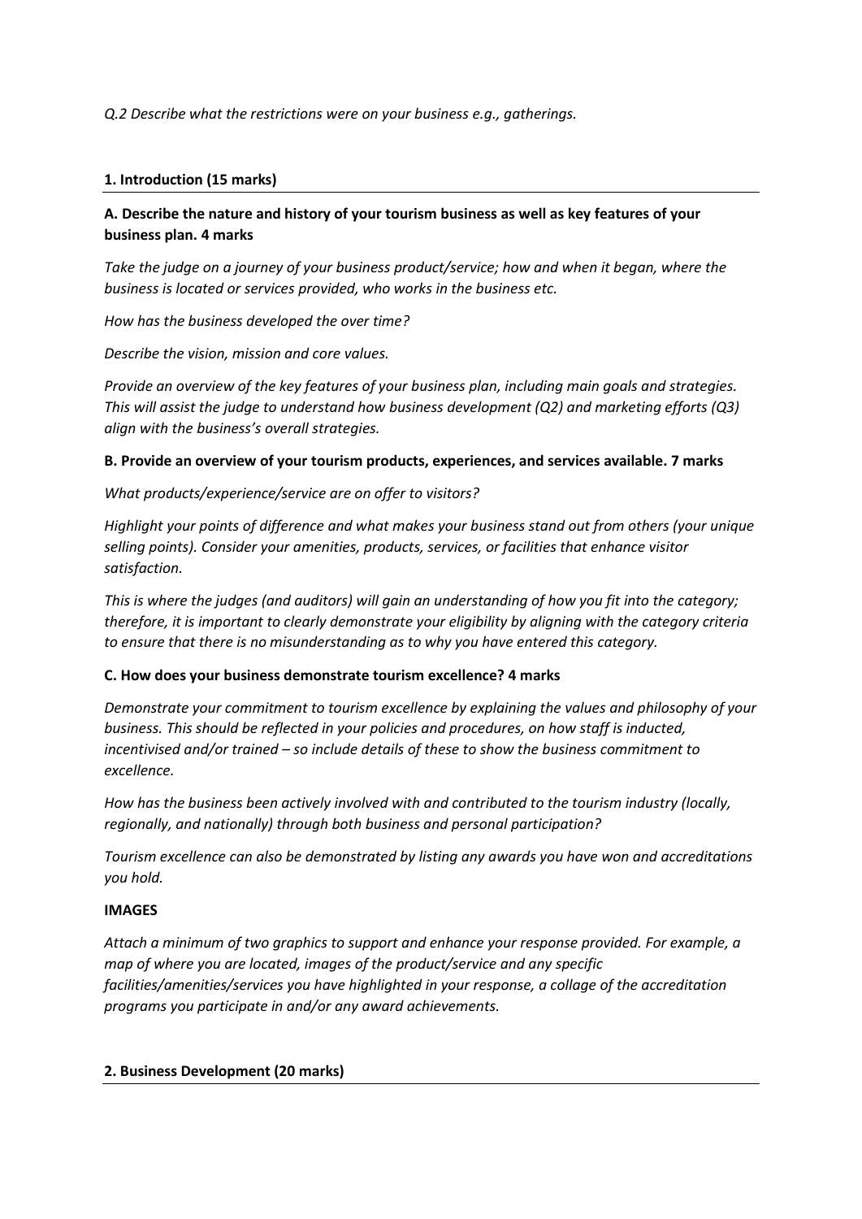*Q.2 Describe what the restrictions were on your business e.g., gatherings.*

## 1. Introduction (15 marks)

### A. Describe the nature and history of your tourism business as well as key features of your business plan. 4 marks

*Take the judge on a journey of your business product/service; how and when it began, where the business is located or services provided, who works in the business etc.*

*How has the business developed the over time?*

*Describe the vision, mission and core values.*

*Provide an overview of the key features of your business plan, including main goals and strategies. This will assist the judge to understand how business development (Q2) and marketing efforts (Q3) align with the business's overall strategies.*

### B. Provide an overview of your tourism products, experiences, and services available. 7 marks

*What products/experience/service are on offer to visitors?*

*Highlight your points of difference and what makes your business stand out from others (your unique selling points). Consider your amenities, products, services, or facilities that enhance visitor satisfaction.*

*This is where the judges (and auditors) will gain an understanding of how you fit into the category; therefore, it is important to clearly demonstrate your eligibility by aligning with the category criteria to ensure that there is no misunderstanding as to why you have entered this category.*

### C. How does your business demonstrate tourism excellence? 4 marks

*Demonstrate your commitment to tourism excellence by explaining the values and philosophy of your business. This should be reflected in your policies and procedures, on how staff is inducted, incentivised and/or trained – so include details of these to show the business commitment to excellence.*

*How has the business been actively involved with and contributed to the tourism industry (locally, regionally, and nationally) through both business and personal participation?*

*Tourism excellence can also be demonstrated by listing any awards you have won and accreditations you hold.*

**IMAGES**

*Attach a minimum of two graphics to support and enhance your response provided. For example, a map of where you are located, images of the product/service and any specific facilities/amenities/services you have highlighted in your response, a collage of the accreditation programs you participate in and/or any award achievements.*

## 2. Business Development (20 marks)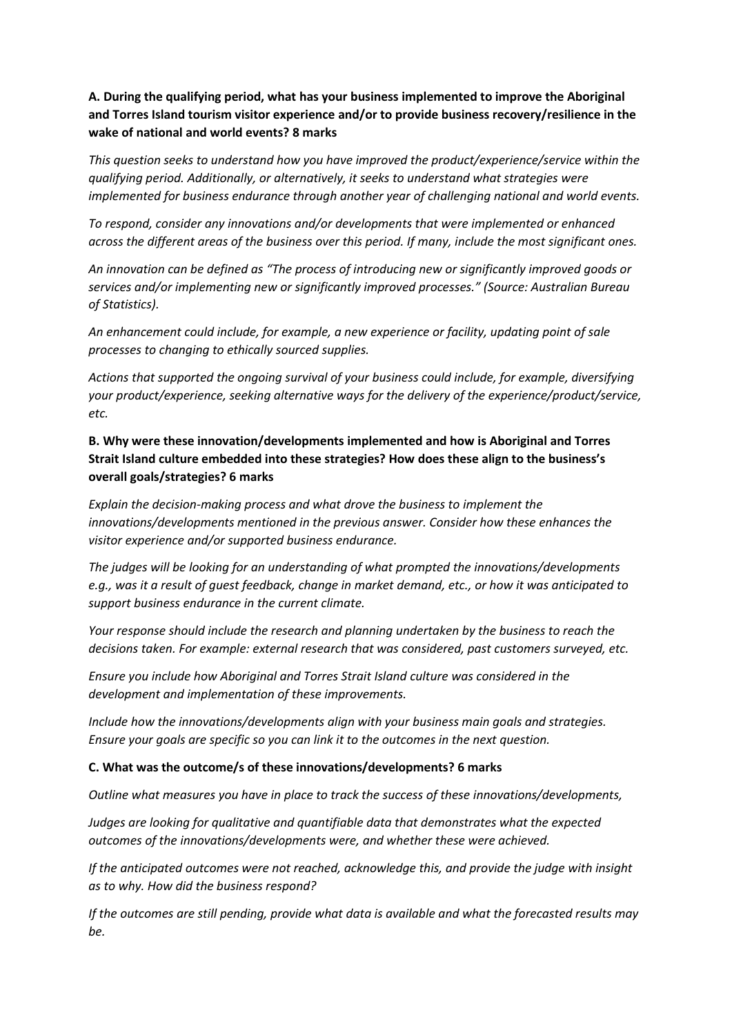**A. During the qualifying period, what has your business implemented to improve the Aboriginal and Torres Island tourism visitor experience and/or to provide business recovery/resilience in the wake of national and world events? 8 marks**

*This question seeks to understand how you have improved the product/experience/service within the qualifying period. Additionally, or alternatively, it seeks to understand what strategies were implemented for business endurance through another year of challenging national and world events.*

*To respond, consider any innovations and/or developments that were implemented or enhanced across the different areas of the business over this period. If many, include the most significant ones.*

*An innovation can be defined as "The process of introducing new or significantly improved goods or services and/or implementing new or significantly improved processes." (Source: Australian Bureau of Statistics).*

*An enhancement could include, for example, a new experience or facility, updating point of sale processes to changing to ethically sourced supplies.*

*Actions that supported the ongoing survival of your business could include, for example, diversifying your product/experience, seeking alternative ways for the delivery of the experience/product/service, etc.*

**B. Why were these innovation/developments implemented and how is Aboriginal and Torres Strait Island culture embedded into these strategies? How does these align to the business's overall goals/strategies? 6 marks**

*Explain the decision-making process and what drove the business to implement the innovations/developments mentioned in the previous answer. Consider how these enhances the visitor experience and/or supported business endurance.*

*The judges will be looking for an understanding of what prompted the innovations/developments e.g., was it a result of guest feedback, change in market demand, etc., or how it was anticipated to support business endurance in the current climate.*

*Your response should include the research and planning undertaken by the business to reach the decisions taken. For example: external research that was considered, past customers surveyed, etc.*

*Ensure you include how Aboriginal and Torres Strait Island culture was considered in the development and implementation of these improvements.*

*Include how the innovations/developments align with your business main goals and strategies. Ensure your goals are specific so you can link it to the outcomes in the next question.*

**C. What was the outcome/s of these innovations/developments? 6 marks**

*Outline what measures you have in place to track the success of these innovations/developments,*

*Judges are looking for qualitative and quantifiable data that demonstrates what the expected outcomes of the innovations/developments were, and whether these were achieved.*

*If the anticipated outcomes were not reached, acknowledge this, and provide the judge with insight as to why. How did the business respond?*

*If the outcomes are still pending, provide what data is available and what the forecasted results may be.*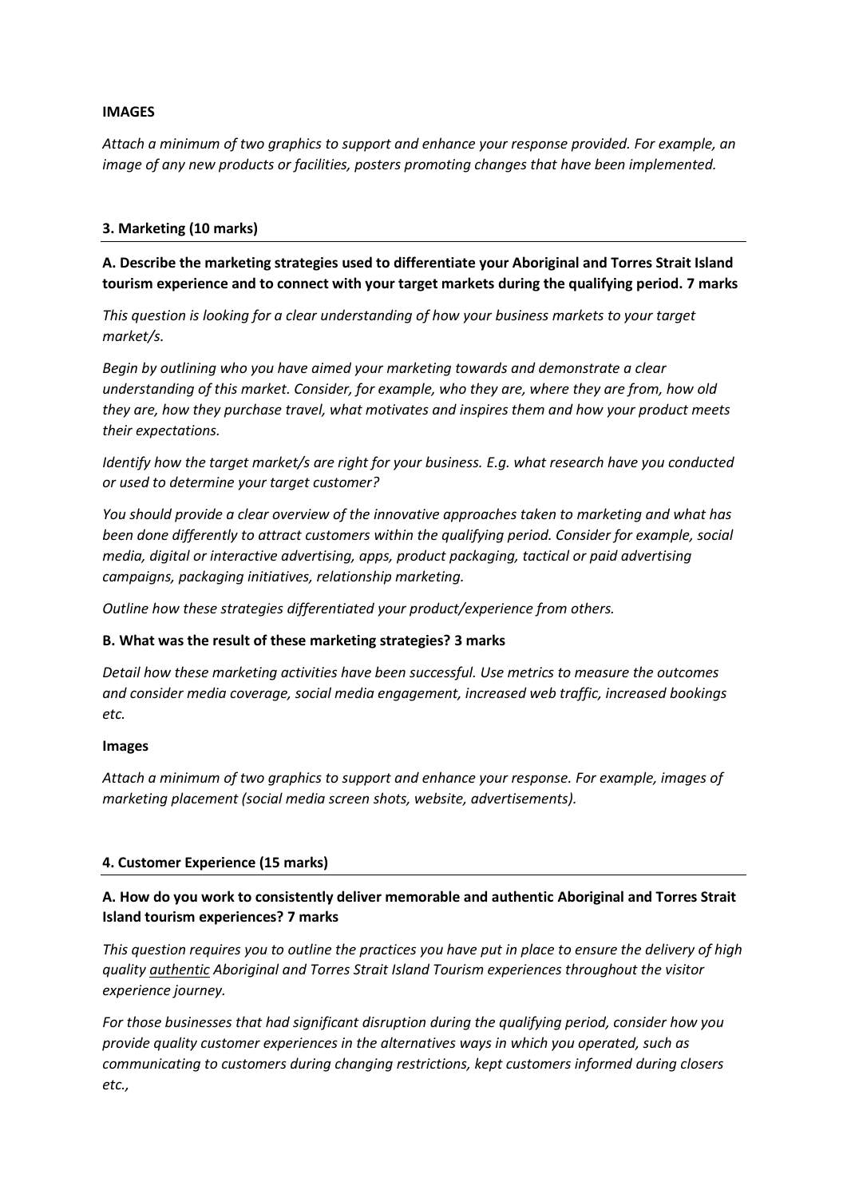**IMAGES**

*Attach a minimum of two graphics to support and enhance your response provided. For example, an image of any new products or facilities, posters promoting changes that have been implemented.*

**3. Marketing (10 marks)**

**A. Describe the marketing strategies used to differentiate your Aboriginal and Torres Strait Island tourism experience and to connect with your target markets during the qualifying period. 7 marks**

*This question is looking for a clear understanding of how your business markets to your target market/s.*

*Begin by outlining who you have aimed your marketing towards and demonstrate a clear understanding of this market. Consider, for example, who they are, where they are from, how old they are, how they purchase travel, what motivates and inspires them and how your product meets their expectations.*

*Identify how the target market/s are right for your business. E.g. what research have you conducted or used to determine your target customer?*

*You should provide a clear overview of the innovative approaches taken to marketing and what has been done differently to attract customers within the qualifying period. Consider for example, social media, digital or interactive advertising, apps, product packaging, tactical or paid advertising campaigns, packaging initiatives, relationship marketing.*

*Outline how these strategies differentiated your product/experience from others.*

**B. What was the result of these marketing strategies? 3 marks**

*Detail how these marketing activities have been successful. Use metrics to measure the outcomes and consider media coverage, social media engagement, increased web traffic, increased bookings etc.*

**Images**

*Attach a minimum of two graphics to support and enhance your response. For example, images of marketing placement (social media screen shots, website, advertisements).*

**4. Customer Experience (15 marks)**

**A. How do you work to consistently deliver memorable and authentic Aboriginal and Torres Strait Island tourism experiences? 7 marks**

*This question requires you to outline the practices you have put in place to ensure the delivery of high quality authentic Aboriginal and Torres Strait Island Tourism experiences throughout the visitor experience journey.*

*For those businesses that had significant disruption during the qualifying period, consider how you provide quality customer experiences in the alternatives ways in which you operated, such as communicating to customers during changing restrictions, kept customers informed during closers etc.,*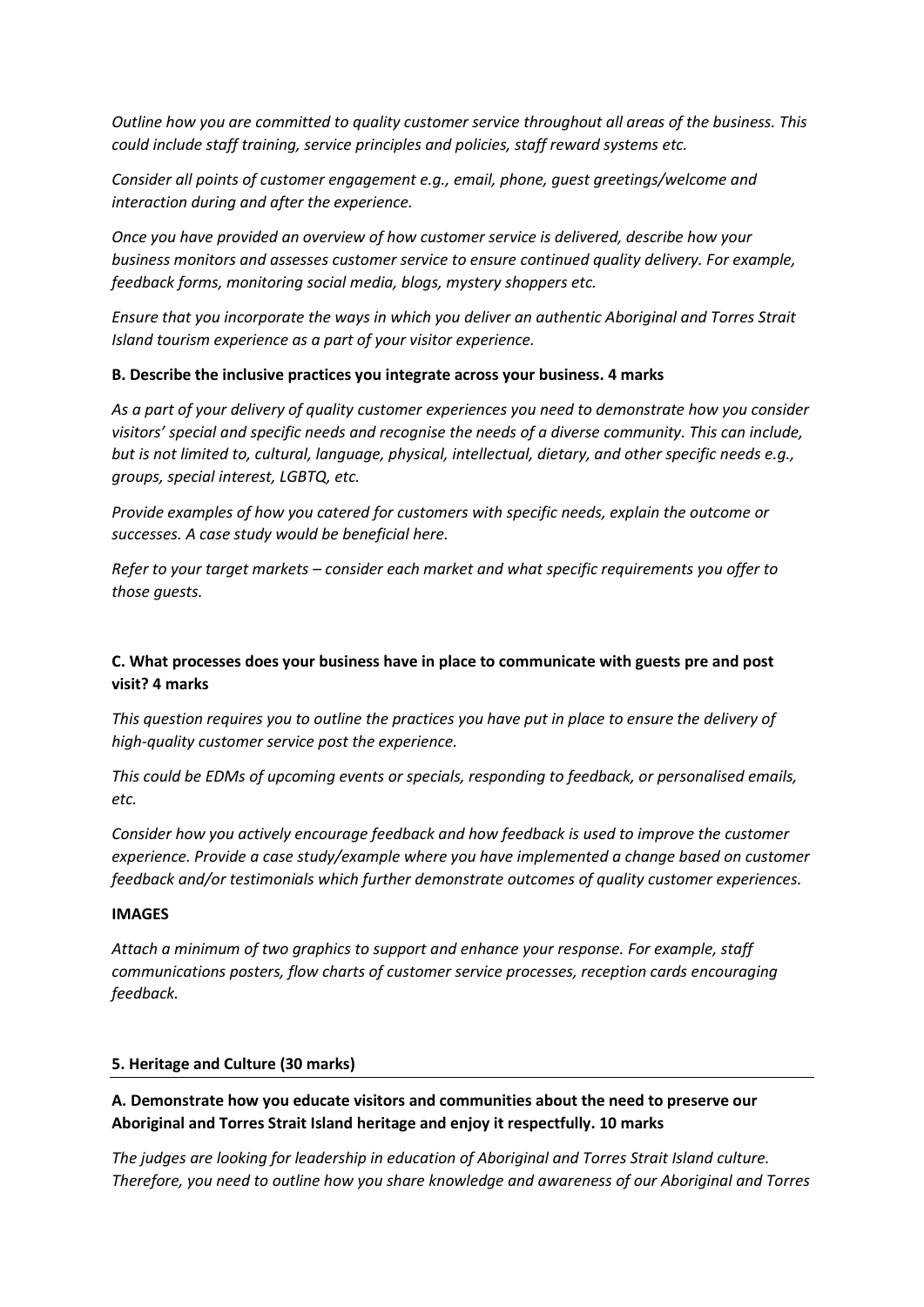*Outline how you are committed to quality customer service throughout all areas of the business. This could include staff training, service principles and policies, staff reward systems etc.*

*Consider all points of customer engagement e.g., email, phone, guest greetings/welcome and interaction during and after the experience.*

*Once you have provided an overview of how customer service is delivered, describe how your business monitors and assesses customer service to ensure continued quality delivery. For example, feedback forms, monitoring social media, blogs, mystery shoppers etc.*

*Ensure that you incorporate the ways in which you deliver an authentic Aboriginal and Torres Strait Island tourism experience as a part of your visitor experience.*

**B. Describe the inclusive practices you integrate across your business. 4 marks**

*As a part of your delivery of quality customer experiences you need to demonstrate how you consider visitors' special and specific needs and recognise the needs of a diverse community. This can include, but is not limited to, cultural, language, physical, intellectual, dietary, and other specific needs e.g., groups, special interest, LGBTQ, etc.*

*Provide examples of how you catered for customers with specific needs, explain the outcome or successes. A case study would be beneficial here.*

*Refer to your target markets – consider each market and what specific requirements you offer to those guests.*

**C. What processes does your business have in place to communicate with guests pre and post visit? 4 marks**

*This question requires you to outline the practices you have put in place to ensure the delivery of high-quality customer service post the experience.*

*This could be EDMs of upcoming events or specials, responding to feedback, or personalised emails, etc.*

*Consider how you actively encourage feedback and how feedback is used to improve the customer experience. Provide a case study/example where you have implemented a change based on customer feedback and/or testimonials which further demonstrate outcomes of quality customer experiences.*

**IMAGES**

*Attach a minimum of two graphics to support and enhance your response. For example, staff communications posters, flow charts of customer service processes, reception cards encouraging feedback.*

**5. Heritage and Culture (30 marks)**

**A. Demonstrate how you educate visitors and communities about the need to preserve our Aboriginal and Torres Strait Island heritage and enjoy it respectfully. 10 marks**

*The judges are looking for leadership in education of Aboriginal and Torres Strait Island culture. Therefore, you need to outline how you share knowledge and awareness of our Aboriginal and Torres*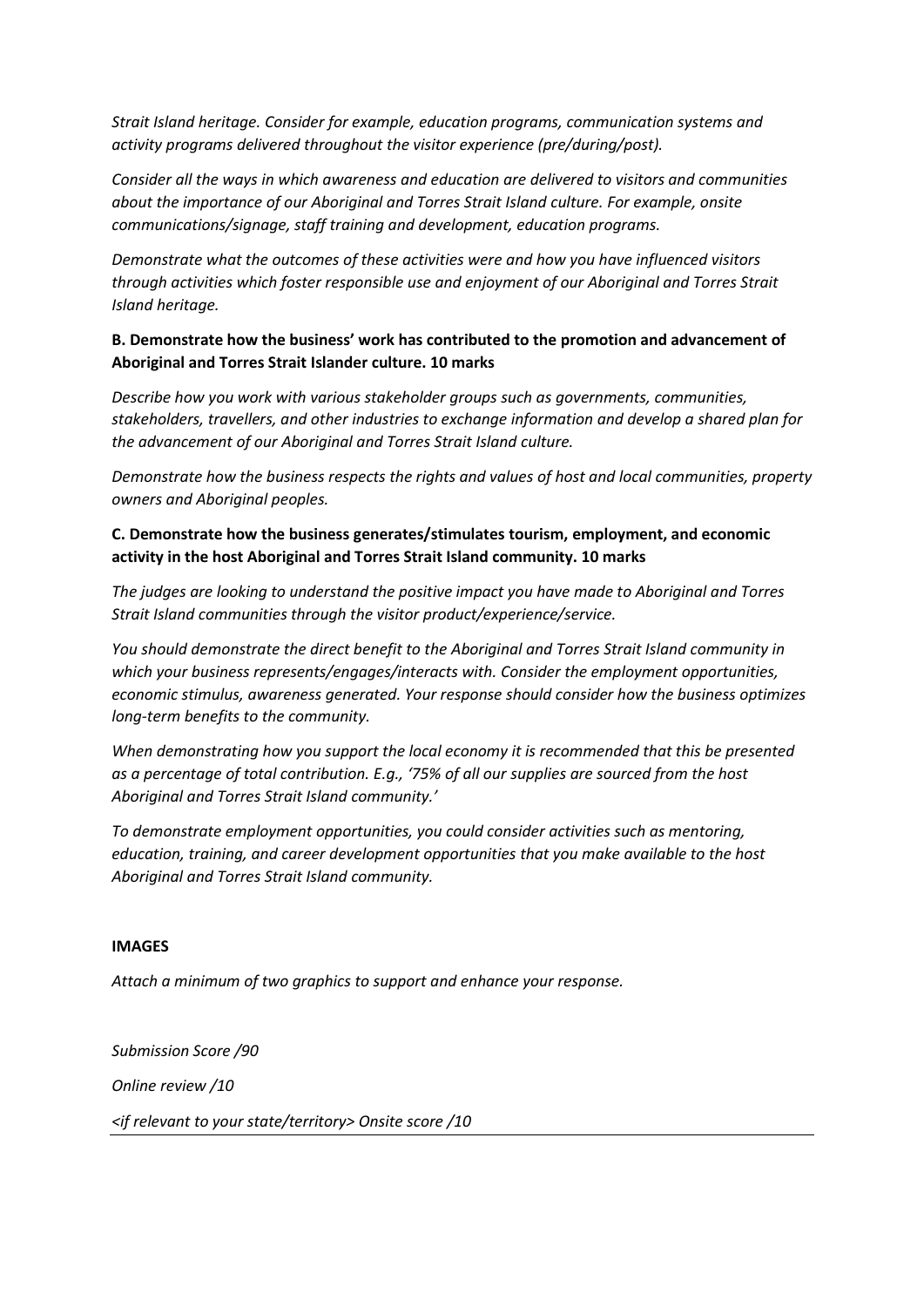*Strait Island heritage. Consider for example, education programs, communication systems and activity programs delivered throughout the visitor experience (pre/during/post).*

*Consider all the ways in which awareness and education are delivered to visitors and communities about the importance of our Aboriginal and Torres Strait Island culture. For example, onsite communications/signage, staff training and development, education programs.*

*Demonstrate what the outcomes of these activities were and how you have influenced visitors through activities which foster responsible use and enjoyment of our Aboriginal and Torres Strait Island heritage.*

**B. Demonstrate how the business' work has contributed to the promotion and advancement of Aboriginal and Torres Strait Islander culture. 10 marks**

*Describe how you work with various stakeholder groups such as governments, communities, stakeholders, travellers, and other industries to exchange information and develop a shared plan for the advancement of our Aboriginal and Torres Strait Island culture.*

*Demonstrate how the business respects the rights and values of host and local communities, property owners and Aboriginal peoples.*

**C. Demonstrate how the business generates/stimulates tourism, employment, and economic activity in the host Aboriginal and Torres Strait Island community. 10 marks**

*The judges are looking to understand the positive impact you have made to Aboriginal and Torres Strait Island communities through the visitor product/experience/service.*

*You should demonstrate the direct benefit to the Aboriginal and Torres Strait Island community in which your business represents/engages/interacts with. Consider the employment opportunities, economic stimulus, awareness generated. Your response should consider how the business optimizes long-term benefits to the community.*

*When demonstrating how you support the local economy it is recommended that this be presented as a percentage of total contribution. E.g., '75% of all our supplies are sourced from the host Aboriginal and Torres Strait Island community.'*

*To demonstrate employment opportunities, you could consider activities such as mentoring, education, training, and career development opportunities that you make available to the host Aboriginal and Torres Strait Island community.*

**IMAGES**

*Attach a minimum of two graphics to support and enhance your response.*

*Submission Score /90*

*Online review /10*

*<if relevant to your state/territory> Onsite score /10*